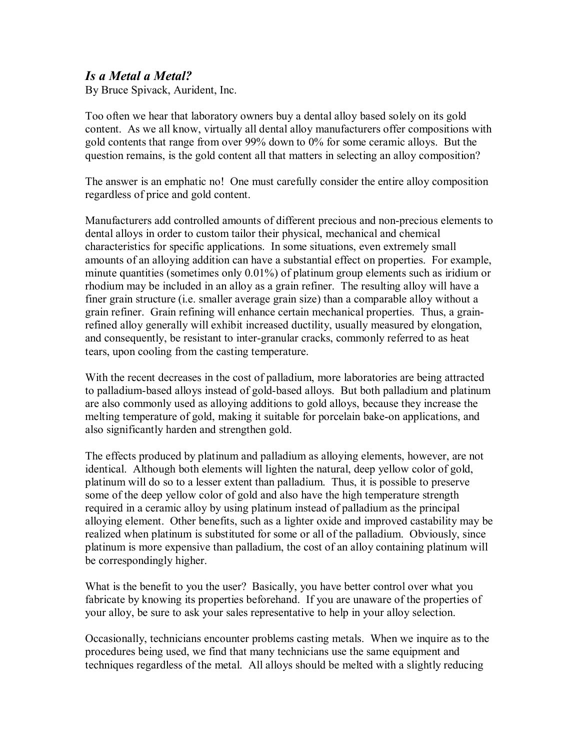# *Is a Metal a Metal?*

By Bruce Spivack, Aurident, Inc.

Too often we hear that laboratory owners buy a dental alloy based solely on its gold content. As we all know, virtually all dental alloy manufacturers offer compositions with gold contents that range from over 99% down to 0% for some ceramic alloys. But the question remains, is the gold content all that matters in selecting an alloy composition?

The answer is an emphatic no! One must carefully consider the entire alloy composition regardless of price and gold content.

Manufacturers add controlled amounts of different precious and non-precious elements to dental alloys in order to custom tailor their physical, mechanical and chemical characteristics for specific applications. In some situations, even extremely small amounts of an alloying addition can have a substantial effect on properties. For example, minute quantities (sometimes only 0.01%) of platinum group elements such as iridium or rhodium may be included in an alloy as a grain refiner. The resulting alloy will have a finer grain structure (i.e. smaller average grain size) than a comparable alloy without a grain refiner. Grain refining will enhance certain mechanical properties. Thus, a grain-refined alloy generally will exhibit increased ductility, usually measured by elongation, and consequently, be resistant to inter-granular cracks, commonly referred to as heat tears, upon cooling from the casting temperature.

With the recent decreases in the cost of palladium, more laboratories are being attracted to palladium-based alloys instead of gold-based alloys. But both palladium and platinum are also commonly used as alloying additions to gold alloys, because they increase the melting temperature of gold, making it suitable for porcelain bake-on applications, and also significantly harden and strengthen gold.

The effects produced by platinum and palladium as alloying elements, however, are not identical. Although both elements will lighten the natural, deep yellow color of gold, platinum will do so to a lesser extent than palladium. Thus, it is possible to preserve some of the deep yellow color of gold and also have the high temperature strength required in a ceramic alloy by using platinum instead of palladium as the principal alloying element. Other benefits, such as a lighter oxide and improved castability may be realized when platinum is substituted for some or all of the palladium. Obviously, since platinum is more expensive than palladium, the cost of an alloy containing platinum will be correspondingly higher.

What is the benefit to you the user? Basically, you have better control over what you fabricate by knowing its properties beforehand. If you are unaware of the properties of your alloy, be sure to ask your sales representative to help in your alloy selection.

Occasionally, technicians encounter problems casting metals. When we inquire as to the procedures being used, we find that many technicians use the same equipment and techniques regardless of the metal. All alloys should be melted with a slightly reducing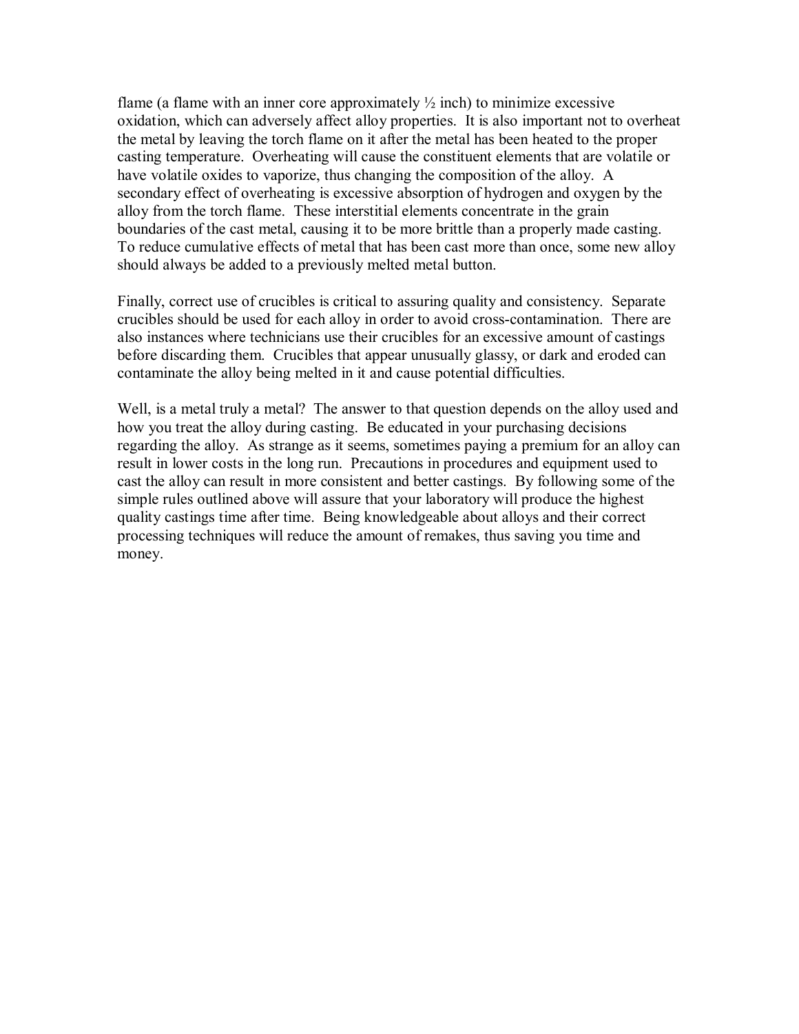flame (a flame with an inner core approximately ½ inch) to minimize excessive oxidation, which can adversely affect alloy properties. It is also important not to overheat the metal by leaving the torch flame on it after the metal has been heated to the proper casting temperature. Overheating will cause the constituent elements that are volatile or have volatile oxides to vaporize, thus changing the composition of the alloy. A secondary effect of overheating is excessive absorption of hydrogen and oxygen by the alloy from the torch flame. These interstitial elements concentrate in the grain boundaries of the cast metal, causing it to be more brittle than a properly made casting. To reduce cumulative effects of metal that has been cast more than once, some new alloy should always be added to a previously melted metal button.

Finally, correct use of crucibles is critical to assuring quality and consistency. Separate crucibles should be used for each alloy in order to avoid cross-contamination. There are also instances where technicians use their crucibles for an excessive amount of castings before discarding them. Crucibles that appear unusually glassy, or dark and eroded can contaminate the alloy being melted in it and cause potential difficulties.

Well, is a metal truly a metal? The answer to that question depends on the alloy used and how you treat the alloy during casting. Be educated in your purchasing decisions regarding the alloy. As strange as it seems, sometimes paying a premium for an alloy can result in lower costs in the long run. Precautions in procedures and equipment used to cast the alloy can result in more consistent and better castings. By following some of the simple rules outlined above will assure that your laboratory will produce the highest quality castings time after time. Being knowledgeable about alloys and their correct processing techniques will reduce the amount of remakes, thus saving you time and money.